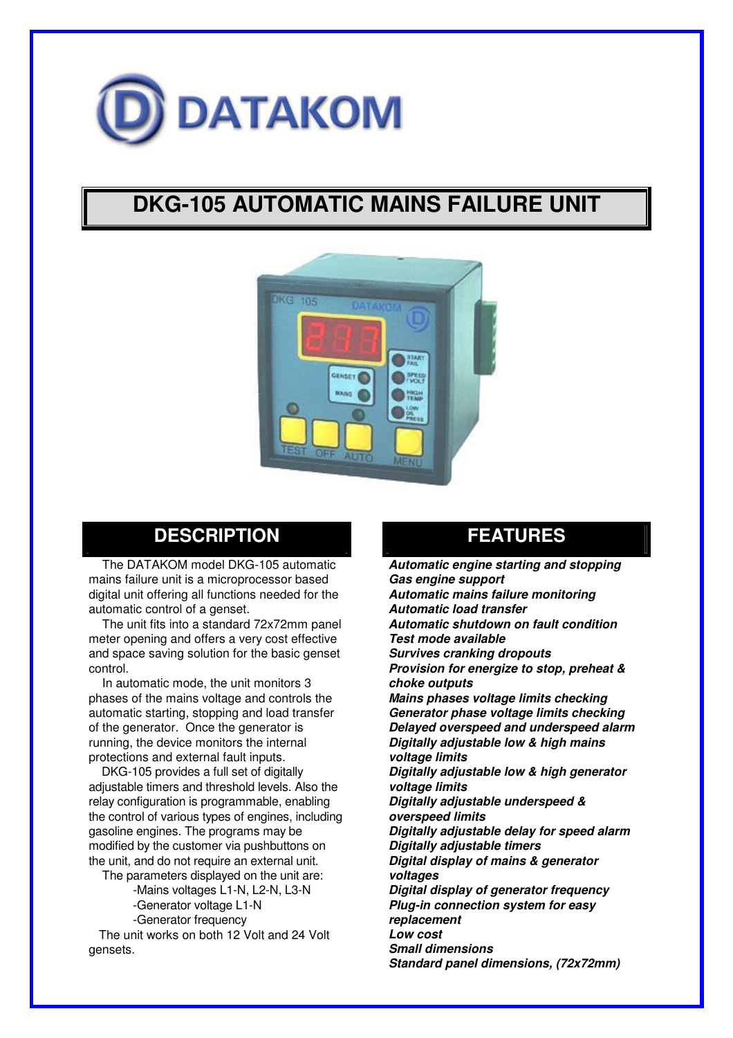DATAKOM

# DKG-105 AUTOMATIC MAINS FAILURE UNIT

## DESCRIPTION

The DATAKOM model DKG-105 automatic mains failure unit is a microprocessor based digital unit offering all functions needed for the automatic control of a genset.

The unit fits into a standard 72x72mm panel meter opening and offers a very cost effective and space saving solution for the basic genset control.

In automatic mode, the unit monitors 3 phases of the mains voltage and controls the automatic starting, stopping and load transfer of the generator. Once the generator is running, the device monitors the internal protections and external fault inputs.

DKG-105 provides a full set of digitally adjustable timers and threshold levels. Also the relay configuration is programmable, enabling the control of various types of engines, including gasoline engines. The programs may be modified by the customer via pushbuttons on the unit, and do not require an external unit.

The parameters displayed on the unit are:

- Mains voltages L1-N, L2-N, L3-N
- Generator voltage L1-N
- Generator frequency

The unit works on both 12 Volt and 24 Volt gensets.

## FEATURES

***Automatic engine starting and stopping***
***Gas engine support***
***Automatic mains failure monitoring***
***Automatic load transfer***
***Automatic shutdown on fault condition***
***Test mode available***
***Survives cranking dropouts***
***Provision for energize to stop, preheat & choke outputs***
***Mains phases voltage limits checking***
***Generator phase voltage limits checking***
***Delayed overspeed and underspeed alarm***
***Digitally adjustable low & high mains voltage limits***
***Digitally adjustable low & high generator voltage limits***
***Digitally adjustable underspeed & overspeed limits***
***Digitally adjustable delay for speed alarm***
***Digitally adjustable timers***
***Digital display of mains & generator voltages***
***Digital display of generator frequency***
***Plug-in connection system for easy replacement***
***Low cost***
***Small dimensions***
***Standard panel dimensions, (72x72mm)***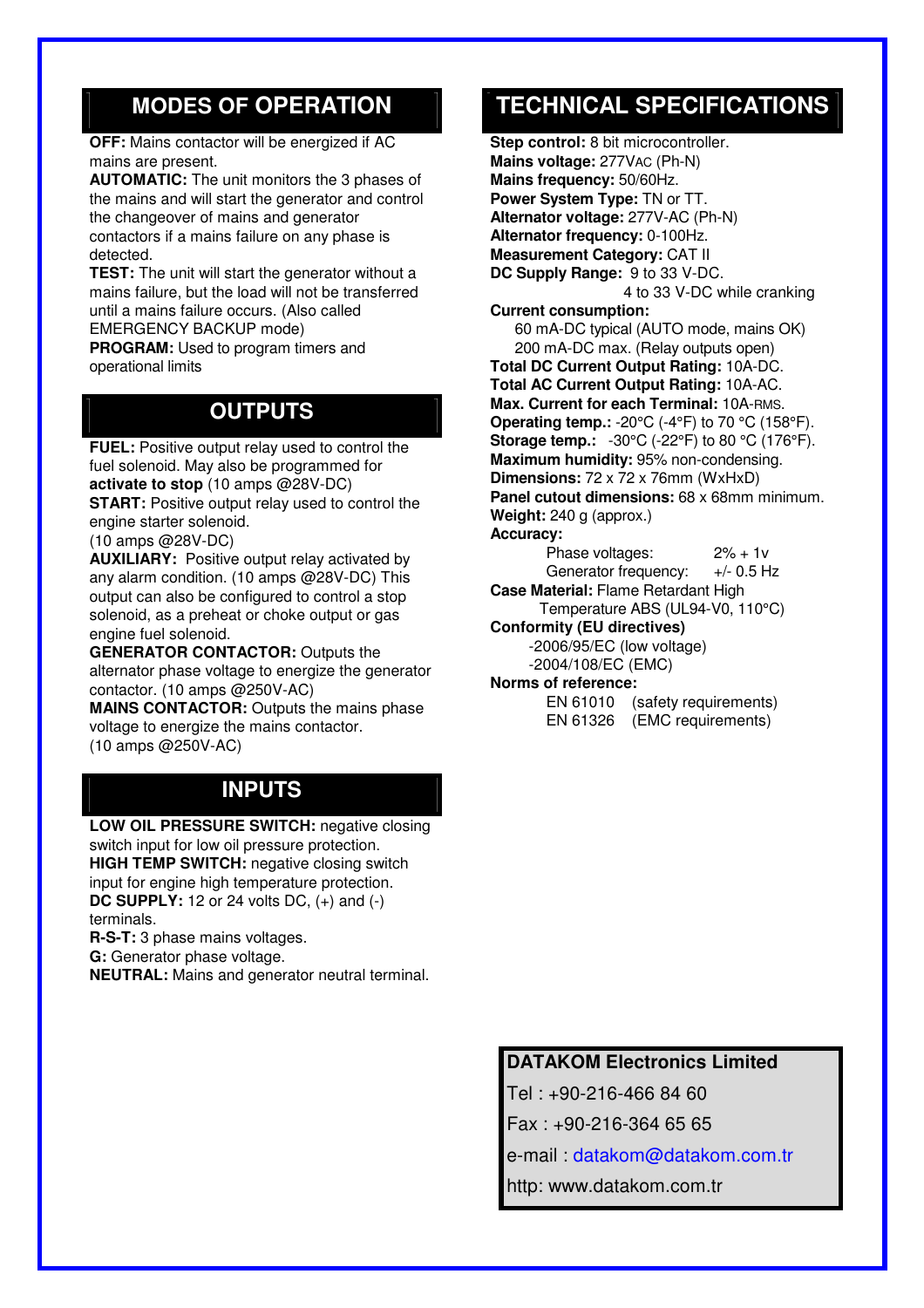## MODES OF OPERATION

**OFF:** Mains contactor will be energized if AC mains are present.

**AUTOMATIC:** The unit monitors the 3 phases of the mains and will start the generator and control the changeover of mains and generator contactors if a mains failure on any phase is detected.

**TEST:** The unit will start the generator without a mains failure, but the load will not be transferred until a mains failure occurs. (Also called EMERGENCY BACKUP mode)

**PROGRAM:** Used to program timers and operational limits

## OUTPUTS

**FUEL:** Positive output relay used to control the fuel solenoid. May also be programmed for **activate to stop** (10 amps @28V-DC)

**START:** Positive output relay used to control the engine starter solenoid.
(10 amps @28V-DC)

**AUXILIARY:** Positive output relay activated by any alarm condition. (10 amps @28V-DC) This output can also be configured to control a stop solenoid, as a preheat or choke output or gas engine fuel solenoid.

**GENERATOR CONTACTOR:** Outputs the alternator phase voltage to energize the generator contactor. (10 amps @250V-AC)

**MAINS CONTACTOR:** Outputs the mains phase voltage to energize the mains contactor.
(10 amps @250V-AC)

## INPUTS

**LOW OIL PRESSURE SWITCH:** negative closing switch input for low oil pressure protection.

**HIGH TEMP SWITCH:** negative closing switch input for engine high temperature protection.

**DC SUPPLY:** 12 or 24 volts DC, (+) and (-) terminals.

**R-S-T:** 3 phase mains voltages.

**G:** Generator phase voltage.

**NEUTRAL:** Mains and generator neutral terminal.

## TECHNICAL SPECIFICATIONS

**Step control:** 8 bit microcontroller.
**Mains voltage:** 277VAC (Ph-N)
**Mains frequency:** 50/60Hz.
**Power System Type:** TN or TT.
**Alternator voltage:** 277V-AC (Ph-N)
**Alternator frequency:** 0-100Hz.
**Measurement Category:** CAT II
**DC Supply Range:** 9 to 33 V-DC.
4 to 33 V-DC while cranking
**Current consumption:**
60 mA-DC typical (AUTO mode, mains OK)
200 mA-DC max. (Relay outputs open)
**Total DC Current Output Rating:** 10A-DC.
**Total AC Current Output Rating:** 10A-AC.
**Max. Current for each Terminal:** 10A-RMS.
**Operating temp.:** -20°C (-4°F) to 70 °C (158°F).
**Storage temp.:** -30°C (-22°F) to 80 °C (176°F).
**Maximum humidity:** 95% non-condensing.
**Dimensions:** 72 x 72 x 76mm (WxHxD)
**Panel cutout dimensions:** 68 x 68mm minimum.
**Weight:** 240 g (approx.)
**Accuracy:**
Phase voltages: 2% + 1v
Generator frequency: +/- 0.5 Hz
**Case Material:** Flame Retardant High Temperature ABS (UL94-V0, 110°C)
**Conformity (EU directives)**
-2006/95/EC (low voltage)
-2004/108/EC (EMC)
**Norms of reference:**
EN 61010 (safety requirements)
EN 61326 (EMC requirements)

**DATAKOM Electronics Limited**
Tel : +90-216-466 84 60
Fax : +90-216-364 65 65
e-mail : datakom@datakom.com.tr
http: www.datakom.com.tr